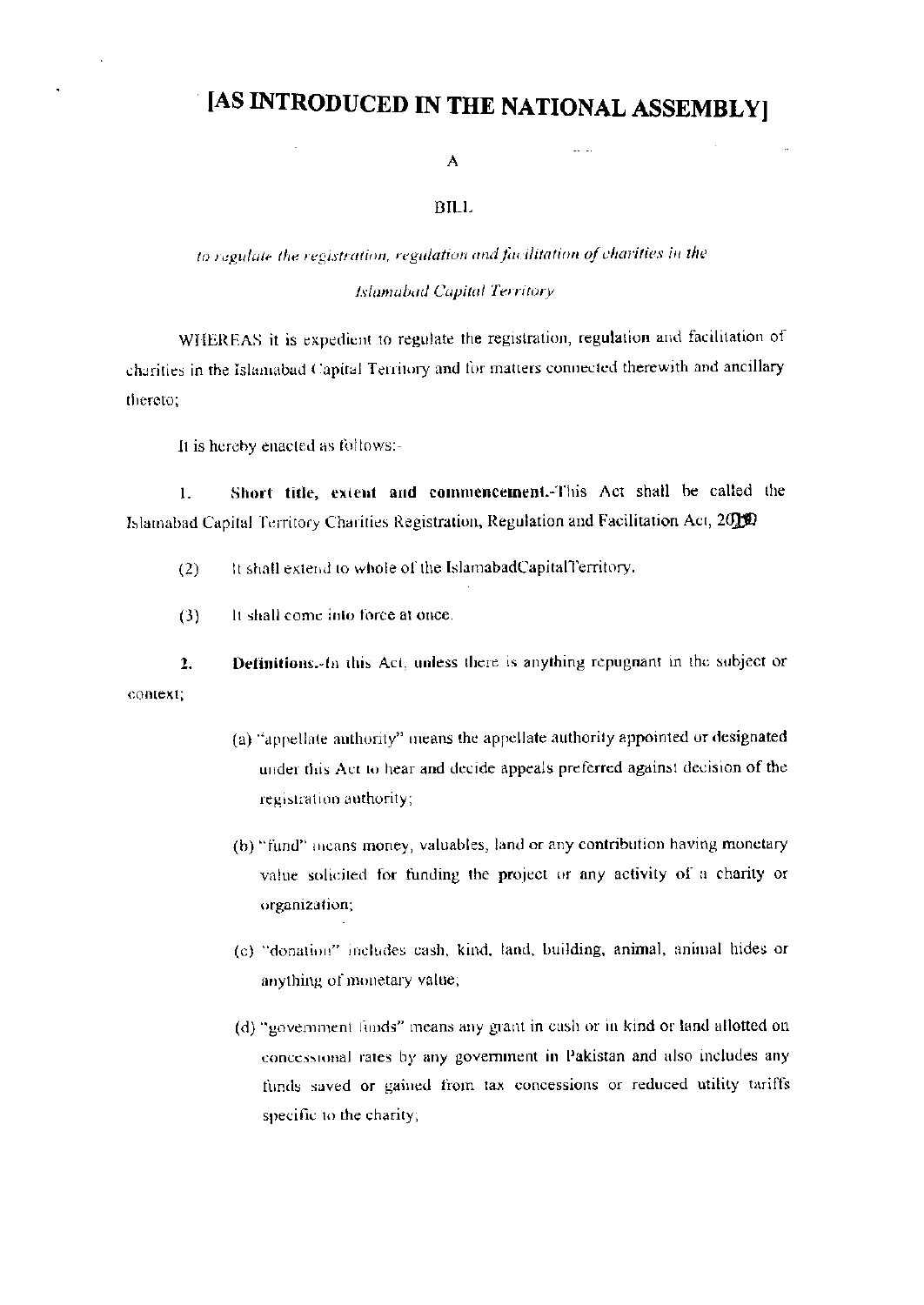# [AS INTRODUCED IN THE NATIONAL ASSEMBLY]

A

BILL

*to regulate the registration, regulation and facilitation of charities in the Islamabad Capital Territory*

WHEREAS it is expedient to regulate the registration, regulation and facilitation of charities in the Islamabad Capital Territory and for matters connected therewith and ancillary thereto;

It is hereby enacted as follows:-

1. **Short title, extent and commencement.**-This Act shall be called the Islamabad Capital Territory Charities Registration, Regulation and Facilitation Act, 2019

(2) It shall extend to whole of the IslamabadCapitalTerritory.

(3) It shall come into force at once.

2. **Definitions.**-In this Act, unless there is anything repugnant in the subject or context;

(a) "appellate authority" means the appellate authority appointed or designated under this Act to hear and decide appeals preferred against decision of the registration authority;

(b) "fund" means money, valuables, land or any contribution having monetary value solicited for funding the project or any activity of a charity or organization;

(c) "donation" includes cash, kind, land, building, animal, animal hides or anything of monetary value;

(d) "government funds" means any grant in cash or in kind or land allotted on concessional rates by any government in Pakistan and also includes any funds saved or gained from tax concessions or reduced utility tariffs specific to the charity;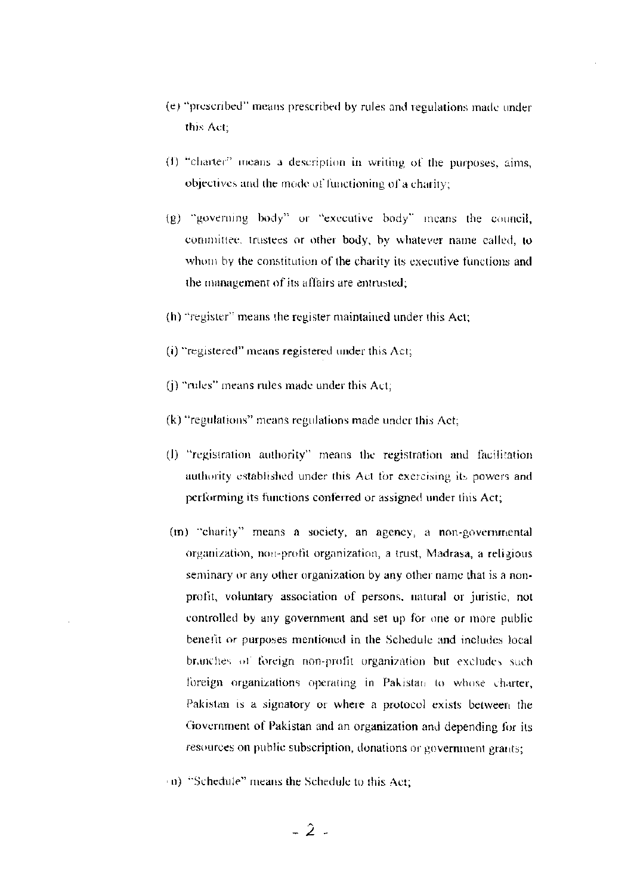(e) "prescribed" means prescribed by rules and regulations made under this Act;

(f) "charter" means a description in writing of the purposes, aims, objectives and the mode of functioning of a charity;

(g) "governing body" or "executive body" means the council, committee, trustees or other body, by whatever name called, to whom by the constitution of the charity its executive functions and the management of its affairs are entrusted;

(h) "register" means the register maintained under this Act;

(i) "registered" means registered under this Act;

(j) "rules" means rules made under this Act;

(k) "regulations" means regulations made under this Act;

(l) "registration authority" means the registration and facilitation authority established under this Act for exercising its powers and performing its functions conferred or assigned under this Act;

(m) "charity" means a society, an agency, a non-governmental organization, non-profit organization, a trust, Madrasa, a religious seminary or any other organization by any other name that is a non-profit, voluntary association of persons, natural or juristic, not controlled by any government and set up for one or more public benefit or purposes mentioned in the Schedule and includes local branches of foreign non-profit organization but excludes such foreign organizations operating in Pakistan to whose charter, Pakistan is a signatory or where a protocol exists between the Government of Pakistan and an organization and depending for its resources on public subscription, donations or government grants;

(n) "Schedule" means the Schedule to this Act;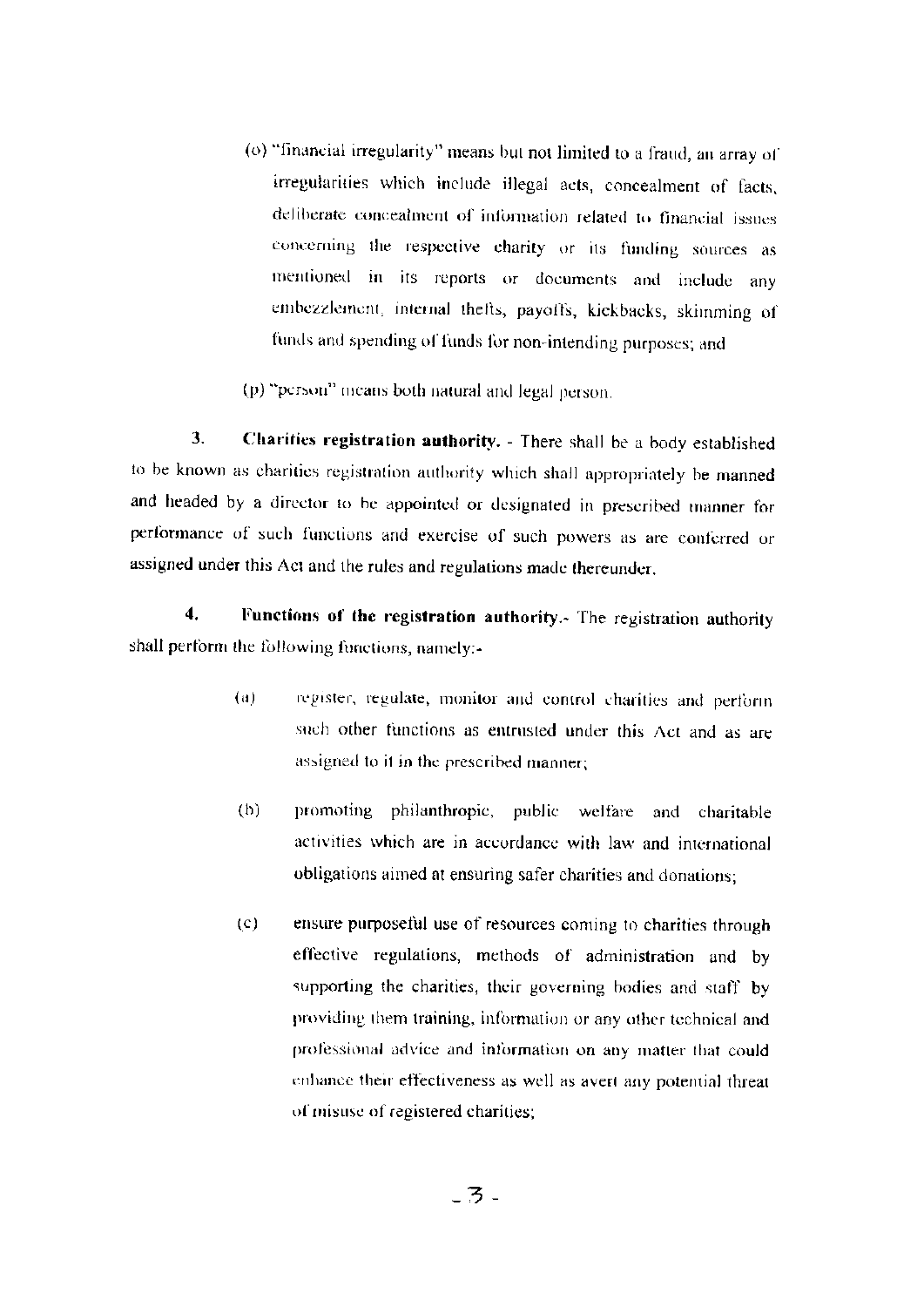(o) "financial irregularity" means but not limited to a fraud, an array of irregularities which include illegal acts, concealment of facts, deliberate concealment of information related to financial issues concerning the respective charity or its funding sources as mentioned in its reports or documents and include any embezzlement, internal thefts, payoffs, kickbacks, skimming of funds and spending of funds for non-intending purposes; and

(p) "person" means both natural and legal person.

**3. Charities registration authority.** - There shall be a body established to be known as charities registration authority which shall appropriately be manned and headed by a director to be appointed or designated in prescribed manner for performance of such functions and exercise of such powers as are conferred or assigned under this Act and the rules and regulations made thereunder.

**4. Functions of the registration authority.**- The registration authority shall perform the following functions, namely:-

(a) register, regulate, monitor and control charities and perform such other functions as entrusted under this Act and as are assigned to it in the prescribed manner;

(b) promoting philanthropic, public welfare and charitable activities which are in accordance with law and international obligations aimed at ensuring safer charities and donations;

(c) ensure purposeful use of resources coming to charities through effective regulations, methods of administration and by supporting the charities, their governing bodies and staff by providing them training, information or any other technical and professional advice and information on any matter that could enhance their effectiveness as well as avert any potential threat of misuse of registered charities;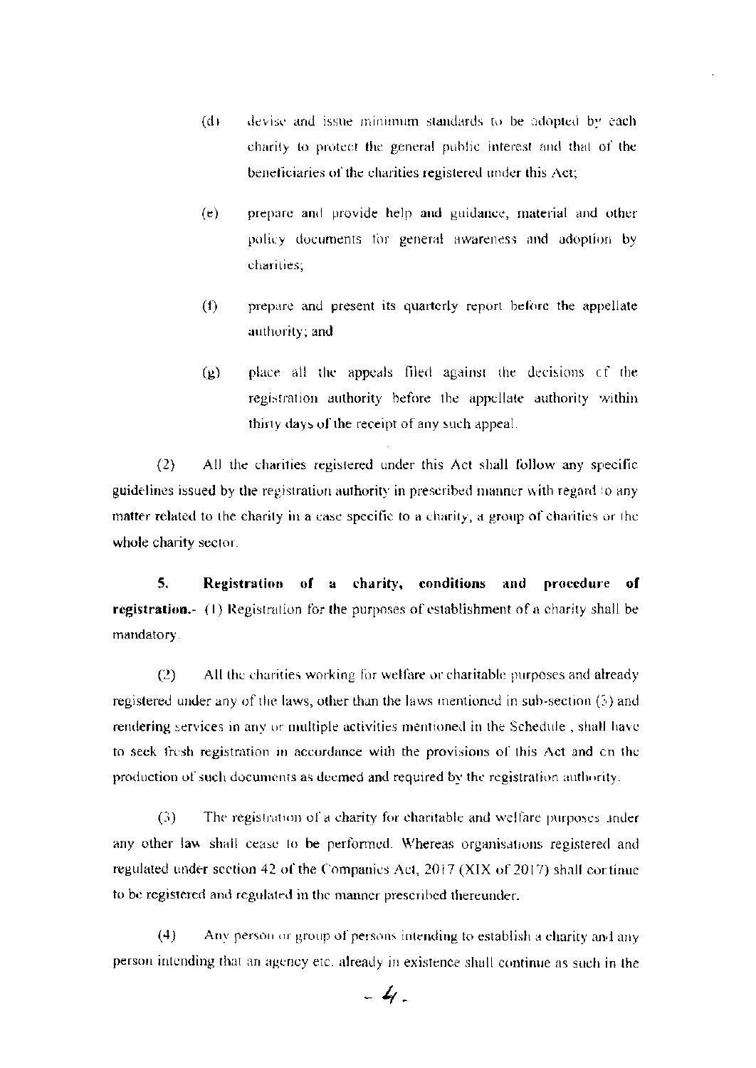(d) devise and issue minimum standards to be adopted by each charity to protect the general public interest and that of the beneficiaries of the charities registered under this Act;

(e) prepare and provide help and guidance, material and other policy documents for general awareness and adoption by charities;

(f) prepare and present its quarterly report before the appellate authority; and

(g) place all the appeals filed against the decisions of the registration authority before the appellate authority within thirty days of the receipt of any such appeal.

(2) All the charities registered under this Act shall follow any specific guidelines issued by the registration authority in prescribed manner with regard to any matter related to the charity in a case specific to a charity, a group of charities or the whole charity sector.

**5. Registration of a charity, conditions and procedure of registration.-** (1) Registration for the purposes of establishment of a charity shall be mandatory.

(2) All the charities working for welfare or charitable purposes and already registered under any of the laws, other than the laws mentioned in sub-section (3) and rendering services in any or multiple activities mentioned in the Schedule , shall have to seek fresh registration in accordance with the provisions of this Act and on the production of such documents as deemed and required by the registration authority.

(3) The registration of a charity for charitable and welfare purposes under any other law shall cease to be performed. Whereas organisations registered and regulated under section 42 of the Companies Act, 2017 (XIX of 2017) shall continue to be registered and regulated in the manner prescribed thereunder.

(4) Any person or group of persons intending to establish a charity and any person intending that an agency etc. already in existence shall continue as such in the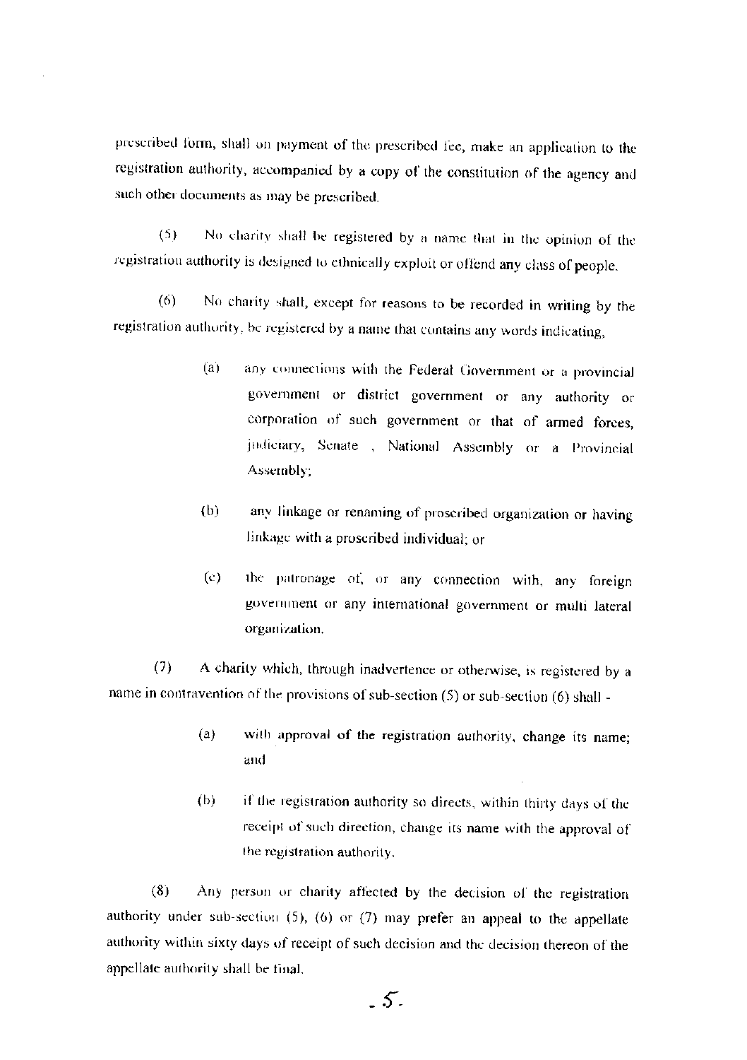prescribed form, shall on payment of the prescribed fee, make an application to the registration authority, accompanied by a copy of the constitution of the agency and such other documents as may be prescribed.

(5) No charity shall be registered by a name that in the opinion of the registration authority is designed to ethnically exploit or offend any class of people.

(6) No charity shall, except for reasons to be recorded in writing by the registration authority, be registered by a name that contains any words indicating,

> (a) any connections with the Federal Government or a provincial government or district government or any authority or corporation of such government or that of armed forces, judiciary, Senate , National Assembly or a Provincial Assembly;
>
> (b) any linkage or renaming of proscribed organization or having linkage with a proscribed individual; or
>
> (c) the patronage of, or any connection with, any foreign government or any international government or multi lateral organization.

(7) A charity which, through inadvertence or otherwise, is registered by a name in contravention of the provisions of sub-section (5) or sub-section (6) shall -

> (a) with approval of the registration authority, change its name; and
>
> (b) if the registration authority so directs, within thirty days of the receipt of such direction, change its name with the approval of the registration authority.

(8) Any person or charity affected by the decision of the registration authority under sub-section (5), (6) or (7) may prefer an appeal to the appellate authority within sixty days of receipt of such decision and the decision thereon of the appellate authority shall be final.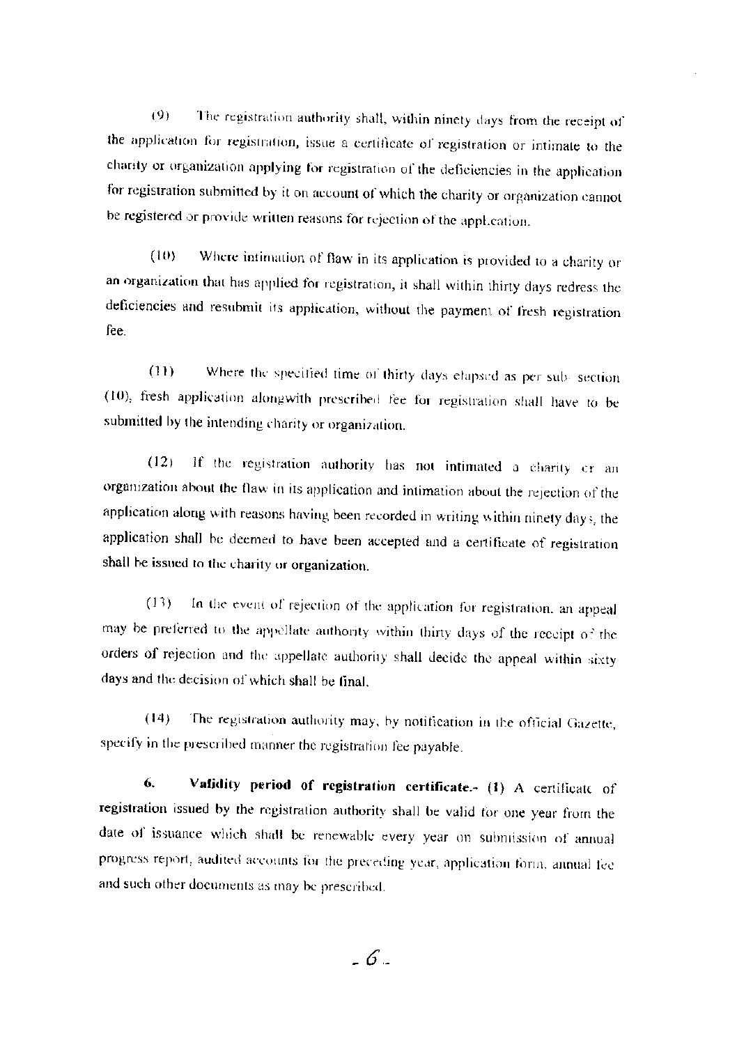(9) The registration authority shall, within ninety days from the receipt of the application for registration, issue a certificate of registration or intimate to the charity or organization applying for registration of the deficiencies in the application for registration submitted by it on account of which the charity or organization cannot be registered or provide written reasons for rejection of the application.

(10) Where intimation of flaw in its application is provided to a charity or an organization that has applied for registration, it shall within thirty days redress the deficiencies and resubmit its application, without the payment of fresh registration fee.

(11) Where the specified time of thirty days elapsed as per sub- section (10), fresh application alongwith prescribed fee for registration shall have to be submitted by the intending charity or organization.

(12) If the registration authority has not intimated a charity or an organization about the flaw in its application and intimation about the rejection of the application along with reasons having been recorded in writing within ninety days, the application shall be deemed to have been accepted and a certificate of registration shall be issued to the charity or organization.

(13) In the event of rejection of the application for registration, an appeal may be preferred to the appellate authority within thirty days of the receipt of the orders of rejection and the appellate authority shall decide the appeal within sixty days and the decision of which shall be final.

(14) The registration authority may, by notification in the official Gazette, specify in the prescribed manner the registration fee payable.

**6. Validity period of registration certificate.-** (1) A certificate of registration issued by the registration authority shall be valid for one year from the date of issuance which shall be renewable every year on submission of annual progress report, audited accounts for the preceding year, application form, annual fee and such other documents as may be prescribed.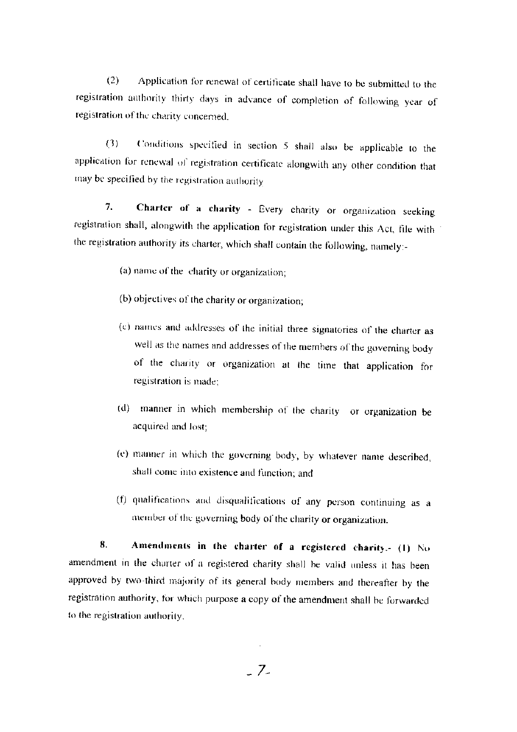(2) Application for renewal of certificate shall have to be submitted to the registration authority thirty days in advance of completion of following year of registration of the charity concerned.

(3) Conditions specified in section 5 shall also be applicable to the application for renewal of registration certificate alongwith any other condition that may be specified by the registration authority.

**7. Charter of a charity** - Every charity or organization seeking registration shall, alongwith the application for registration under this Act, file with the registration authority its charter, which shall contain the following, namely:-

(a) name of the charity or organization;

(b) objectives of the charity or organization;

(c) names and addresses of the initial three signatories of the charter as well as the names and addresses of the members of the governing body of the charity or organization at the time that application for registration is made;

(d) manner in which membership of the charity or organization be acquired and lost;

(e) manner in which the governing body, by whatever name described, shall come into existence and function; and

(f) qualifications and disqualifications of any person continuing as a member of the governing body of the charity or organization.

**8. Amendments in the charter of a registered charity.-** (1) No amendment in the charter of a registered charity shall be valid unless it has been approved by two-third majority of its general body members and thereafter by the registration authority, for which purpose a copy of the amendment shall be forwarded to the registration authority.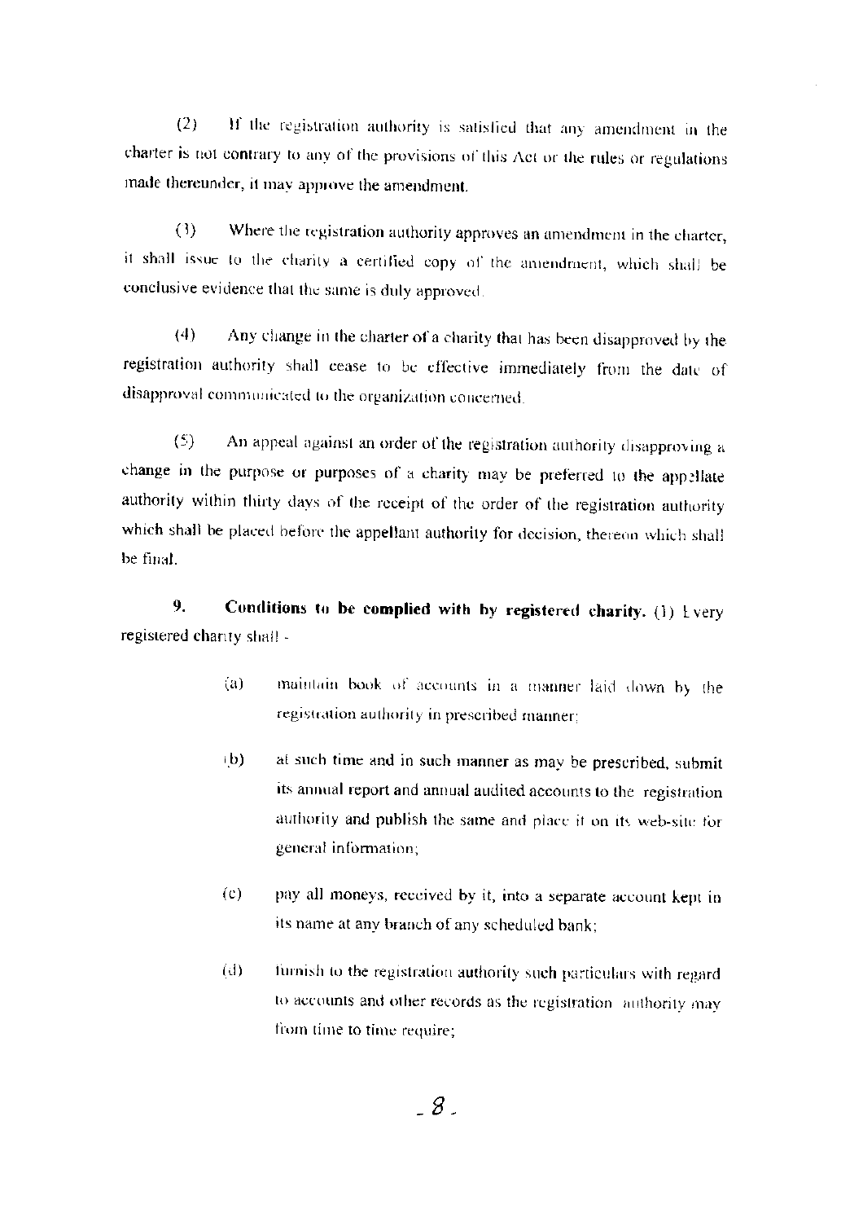(2) If the registration authority is satisfied that any amendment in the charter is not contrary to any of the provisions of this Act or the rules or regulations made thereunder, it may approve the amendment.

(3) Where the registration authority approves an amendment in the charter, it shall issue to the charity a certified copy of the amendment, which shall be conclusive evidence that the same is duly approved.

(4) Any change in the charter of a charity that has been disapproved by the registration authority shall cease to be effective immediately from the date of disapproval communicated to the organization concerned.

(5) An appeal against an order of the registration authority disapproving a change in the purpose or purposes of a charity may be preferred to the appellate authority within thirty days of the receipt of the order of the registration authority which shall be placed before the appellant authority for decision, thereon which shall be final.

**9. Conditions to be complied with by registered charity.** (1) Every registered charity shall -

> (a) maintain book of accounts in a manner laid down by the registration authority in prescribed manner;
>
> (b) at such time and in such manner as may be prescribed, submit its annual report and annual audited accounts to the registration authority and publish the same and place it on its web-site for general information;
>
> (c) pay all moneys, received by it, into a separate account kept in its name at any branch of any scheduled bank;
>
> (d) furnish to the registration authority such particulars with regard to accounts and other records as the registration authority may from time to time require;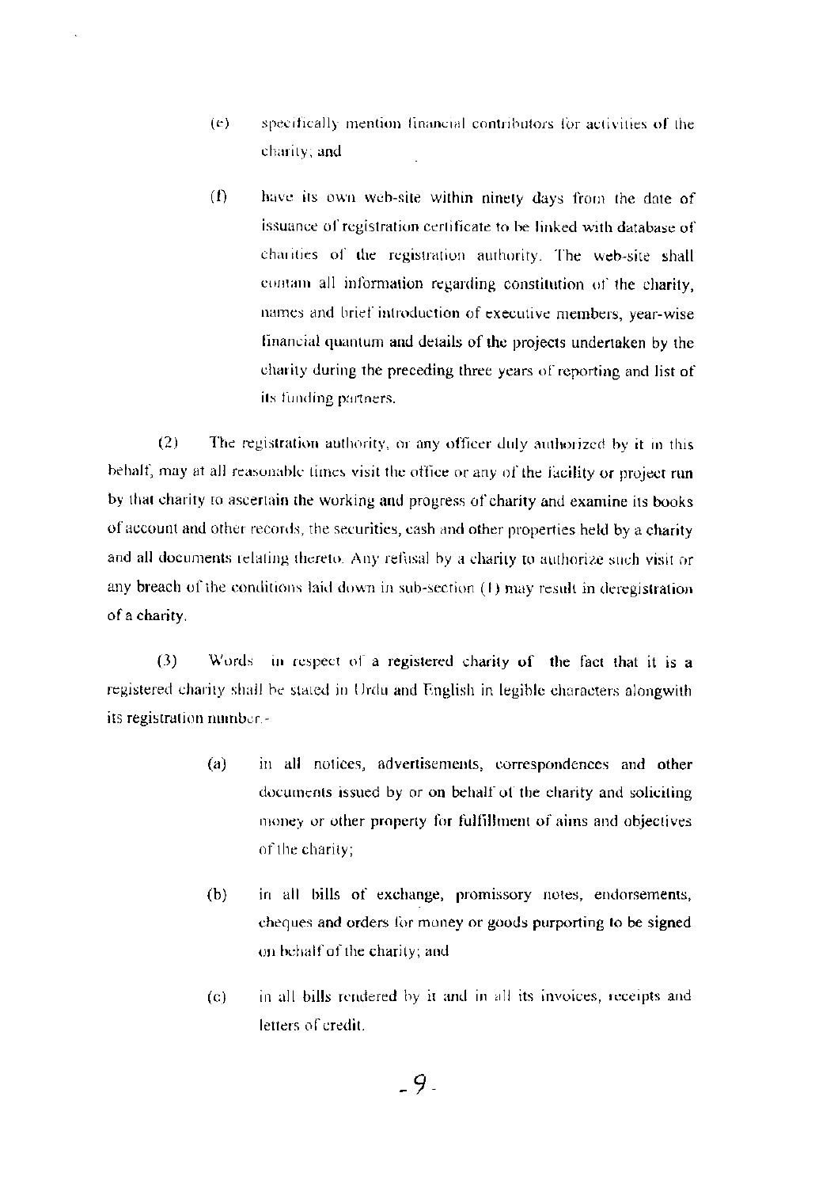(e) specifically mention financial contributors for activities of the charity; and

(f) have its own web-site within ninety days from the date of issuance of registration certificate to be linked with database of charities of the registration authority. The web-site shall contain all information regarding constitution of the charity, names and brief introduction of executive members, year-wise financial quantum and details of the projects undertaken by the charity during the preceding three years of reporting and list of its funding partners.

(2) The registration authority, or any officer duly authorized by it in this behalf, may at all reasonable times visit the office or any of the facility or project run by that charity to ascertain the working and progress of charity and examine its books of account and other records, the securities, cash and other properties held by a charity and all documents relating thereto. Any refusal by a charity to authorize such visit or any breach of the conditions laid down in sub-section (1) may result in deregistration of a charity.

(3) Words in respect of a registered charity of the fact that it is a registered charity shall be stated in Urdu and English in legible characters alongwith its registration number.-

(a) in all notices, advertisements, correspondences and other documents issued by or on behalf of the charity and soliciting money or other property for fulfillment of aims and objectives of the charity;

(b) in all bills of exchange, promissory notes, endorsements, cheques and orders for money or goods purporting to be signed on behalf of the charity; and

(c) in all bills rendered by it and in all its invoices, receipts and letters of credit.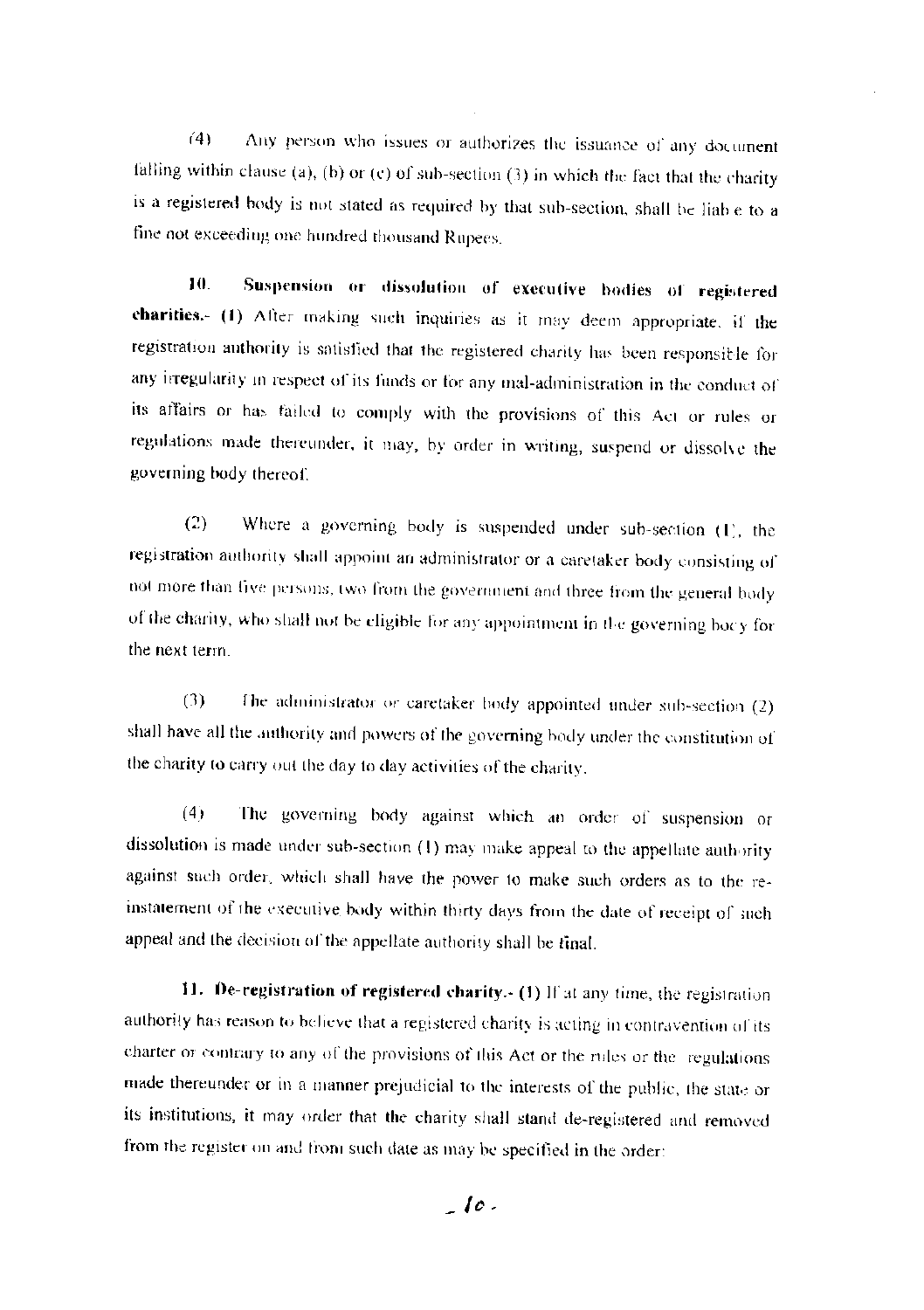(4) Any person who issues or authorizes the issuance of any document falling within clause (a), (b) or (c) of sub-section (3) in which the fact that the charity is a registered body is not stated as required by that sub-section, shall be liable to a fine not exceeding one hundred thousand Rupees.

**10. Suspension or dissolution of executive bodies of registered charities.-** **(1)** After making such inquiries as it may deem appropriate, if the registration authority is satisfied that the registered charity has been responsible for any irregularity in respect of its funds or for any mal-administration in the conduct of its affairs or has failed to comply with the provisions of this Act or rules or regulations made thereunder, it may, by order in writing, suspend or dissolve the governing body thereof.

(2) Where a governing body is suspended under sub-section (1), the registration authority shall appoint an administrator or a caretaker body consisting of not more than five persons, two from the government and three from the general body of the charity, who shall not be eligible for any appointment in the governing body for the next term.

(3) The administrator or caretaker body appointed under sub-section (2) shall have all the authority and powers of the governing body under the constitution of the charity to carry out the day to day activities of the charity.

(4) The governing body against which an order of suspension or dissolution is made under sub-section (1) may make appeal to the appellate authority against such order, which shall have the power to make such orders as to the re-instatement of the executive body within thirty days from the date of receipt of such appeal and the decision of the appellate authority shall be final.

**11. De-registration of registered charity.- (1)** If at any time, the registration authority has reason to believe that a registered charity is acting in contravention of its charter or contrary to any of the provisions of this Act or the rules or the regulations made thereunder or in a manner prejudicial to the interests of the public, the state or its institutions, it may order that the charity shall stand de-registered and removed from the register on and from such date as may be specified in the order: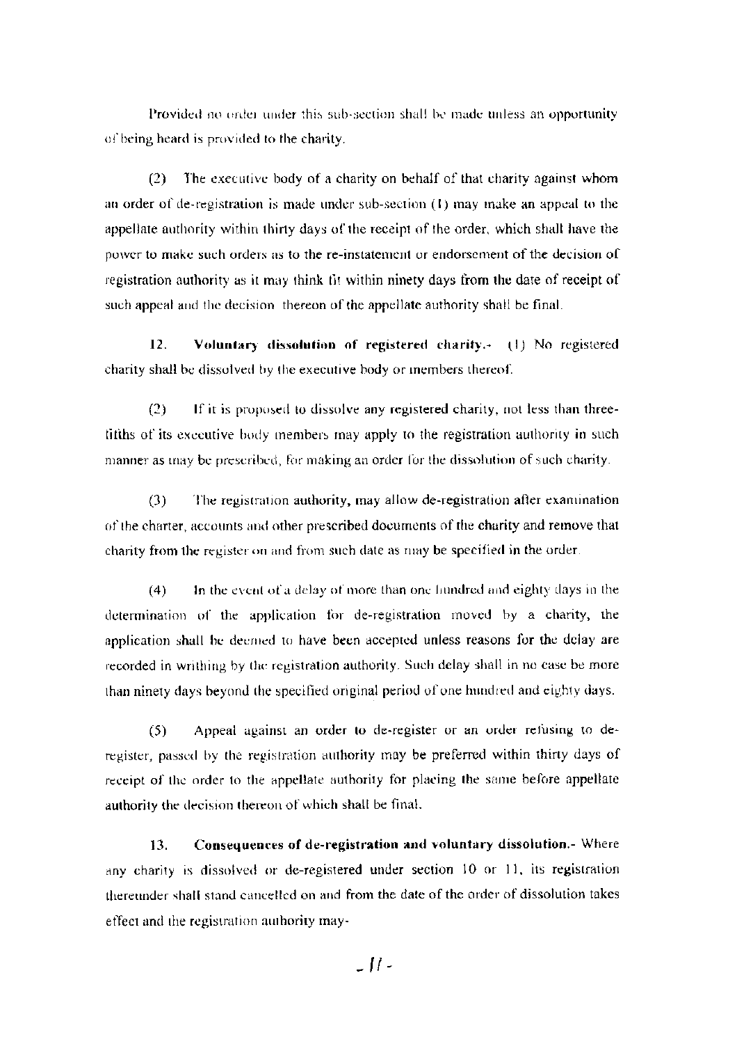Provided no order under this sub-section shall be made unless an opportunity of being heard is provided to the charity.

(2) The executive body of a charity on behalf of that charity against whom an order of de-registration is made under sub-section (1) may make an appeal to the appellate authority within thirty days of the receipt of the order, which shall have the power to make such orders as to the re-instatement or endorsement of the decision of registration authority as it may think fit within ninety days from the date of receipt of such appeal and the decision thereon of the appellate authority shall be final.

**12. Voluntary dissolution of registered charity.-** (1) No registered charity shall be dissolved by the executive body or members thereof.

(2) If it is proposed to dissolve any registered charity, not less than three-fifths of its executive body members may apply to the registration authority in such manner as may be prescribed, for making an order for the dissolution of such charity.

(3) The registration authority, may allow de-registration after examination of the charter, accounts and other prescribed documents of the charity and remove that charity from the register on and from such date as may be specified in the order.

(4) In the event of a delay of more than one hundred and eighty days in the determination of the application for de-registration moved by a charity, the application shall be deemed to have been accepted unless reasons for the delay are recorded in writhing by the registration authority. Such delay shall in no case be more than ninety days beyond the specified original period of one hundred and eighty days.

(5) Appeal against an order to de-register or an order refusing to de-register, passed by the registration authority may be preferred within thirty days of receipt of the order to the appellate authority for placing the same before appellate authority the decision thereon of which shall be final.

**13. Consequences of de-registration and voluntary dissolution.-** Where any charity is dissolved or de-registered under section 10 or 11, its registration thereunder shall stand cancelled on and from the date of the order of dissolution takes effect and the registration authority may-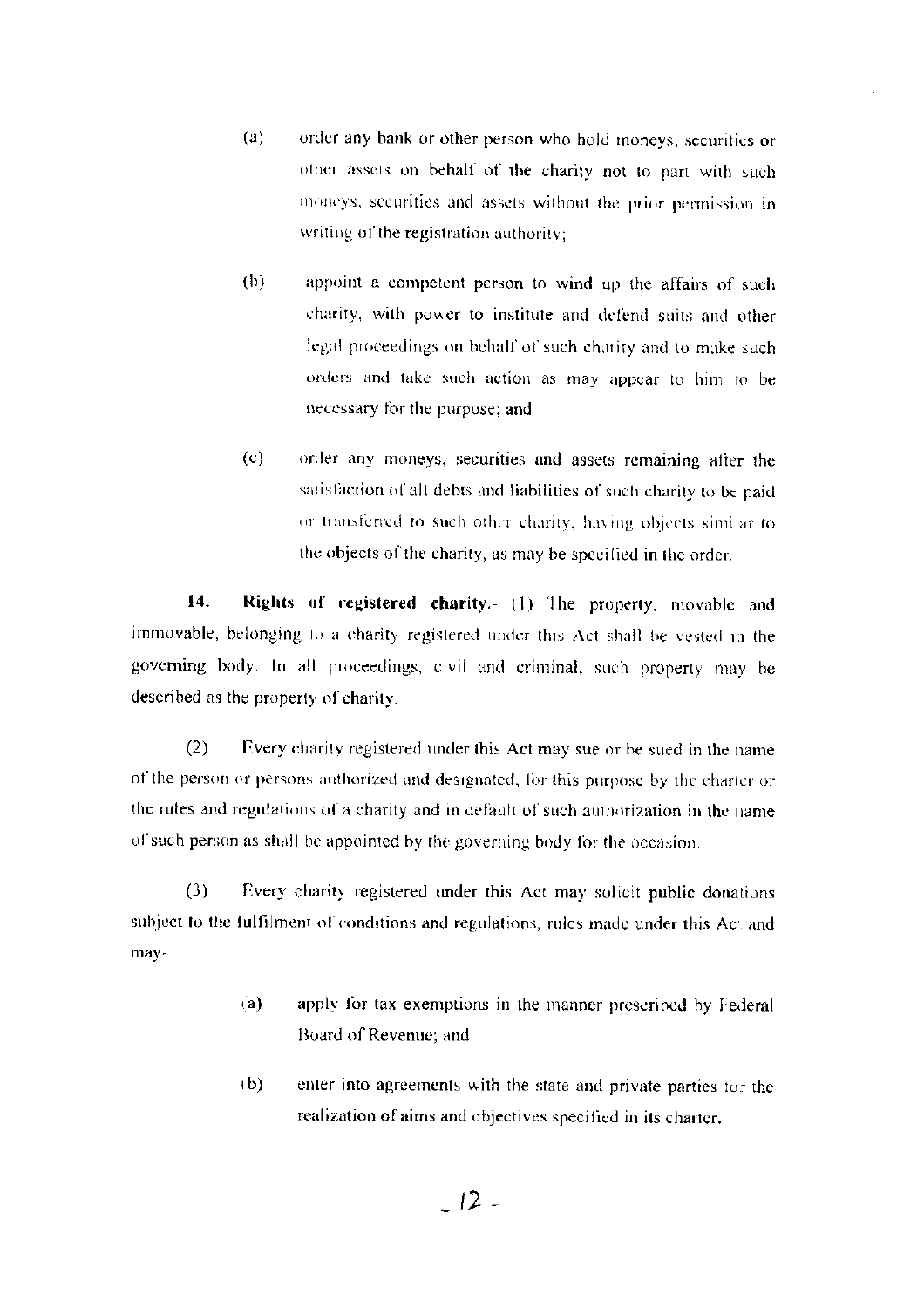(a) order any bank or other person who hold moneys, securities or other assets on behalf of the charity not to part with such moneys, securities and assets without the prior permission in writing of the registration authority;

(b) appoint a competent person to wind up the affairs of such charity, with power to institute and defend suits and other legal proceedings on behalf of such charity and to make such orders and take such action as may appear to him to be necessary for the purpose; and

(c) order any moneys, securities and assets remaining after the satisfaction of all debts and liabilities of such charity to be paid or transferred to such other charity, having objects similar to the objects of the charity, as may be specified in the order.

**14. Rights of registered charity.-** (1) The property, movable and immovable, belonging to a charity registered under this Act shall be vested in the governing body. In all proceedings, civil and criminal, such property may be described as the property of charity.

(2) Every charity registered under this Act may sue or be sued in the name of the person or persons authorized and designated, for this purpose by the charter or the rules and regulations of a charity and in default of such authorization in the name of such person as shall be appointed by the governing body for the occasion.

(3) Every charity registered under this Act may solicit public donations subject to the fulfilment of conditions and regulations, rules made under this Act and may-

(a) apply for tax exemptions in the manner prescribed by Federal Board of Revenue; and

(b) enter into agreements with the state and private parties for the realization of aims and objectives specified in its charter.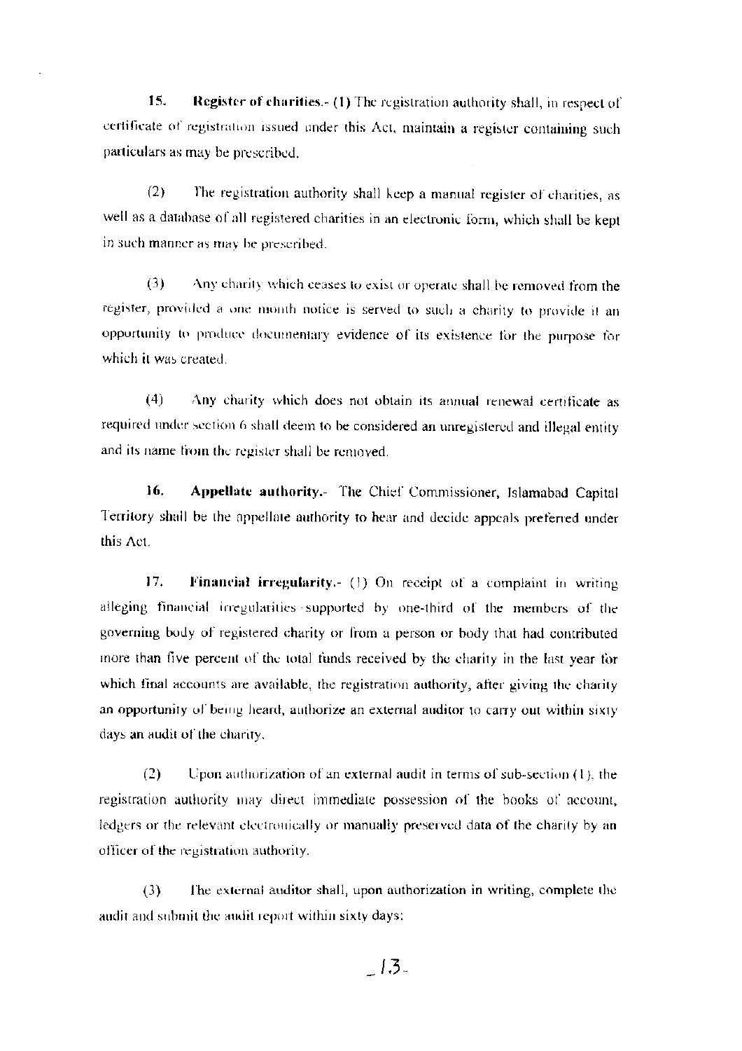**15. Register of charities.**- (1) The registration authority shall, in respect of certificate of registration issued under this Act, maintain a register containing such particulars as may be prescribed.

(2) The registration authority shall keep a manual register of charities, as well as a database of all registered charities in an electronic form, which shall be kept in such manner as may be prescribed.

(3) Any charity which ceases to exist or operate shall be removed from the register, provided a one month notice is served to such a charity to provide it an opportunity to produce documentary evidence of its existence for the purpose for which it was created.

(4) Any charity which does not obtain its annual renewal certificate as required under section 6 shall deem to be considered an unregistered and illegal entity and its name from the register shall be removed.

**16. Appellate authority.**- The Chief Commissioner, Islamabad Capital Territory shall be the appellate authority to hear and decide appeals preferred under this Act.

**17. Financial irregularity.**- (1) On receipt of a complaint in writing alleging financial irregularities supported by one-third of the members of the governing body of registered charity or from a person or body that had contributed more than five percent of the total funds received by the charity in the last year for which final accounts are available, the registration authority, after giving the charity an opportunity of being heard, authorize an external auditor to carry out within sixty days an audit of the charity.

(2) Upon authorization of an external audit in terms of sub-section (1), the registration authority may direct immediate possession of the books of account, ledgers or the relevant electronically or manually preserved data of the charity by an officer of the registration authority.

(3) The external auditor shall, upon authorization in writing, complete the audit and submit the audit report within sixty days: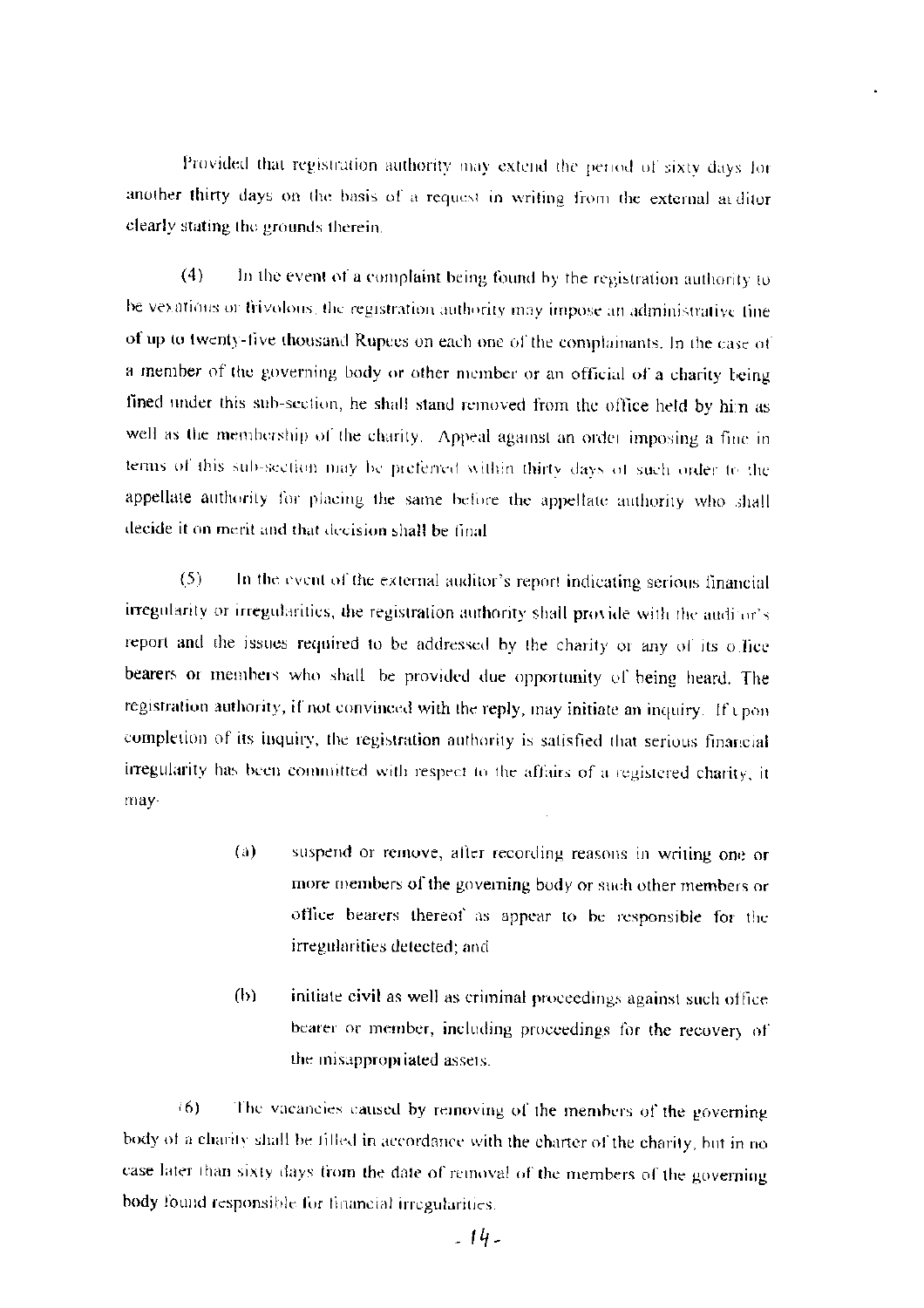Provided that registration authority may extend the period of sixty days for another thirty days on the basis of a request in writing from the external auditor clearly stating the grounds therein.

(4) In the event of a complaint being found by the registration authority to be vexatious or frivolous, the registration authority may impose an administrative fine of up to twenty-five thousand Rupees on each one of the complainants. In the case of a member of the governing body or other member or an official of a charity being fined under this sub-section, he shall stand removed from the office held by him as well as the membership of the charity. Appeal against an order imposing a fine in terms of this sub-section may be preferred within thirty days of such order to the appellate authority for placing the same before the appellate authority who shall decide it on merit and that decision shall be final

(5) In the event of the external auditor's report indicating serious financial irregularity or irregularities, the registration authority shall provide with the auditor's report and the issues required to be addressed by the charity or any of its office bearers or members who shall be provided due opportunity of being heard. The registration authority, if not convinced with the reply, may initiate an inquiry. If upon completion of its inquiry, the registration authority is satisfied that serious financial irregularity has been committed with respect to the affairs of a registered charity, it may-

> (a) suspend or remove, after recording reasons in writing one or more members of the governing body or such other members or office bearers thereof as appear to be responsible for the irregularities detected; and
>
> (b) initiate civil as well as criminal proceedings against such office bearer or member, including proceedings for the recovery of the misappropriated assets.

(6) The vacancies caused by removing of the members of the governing body of a charity shall be filled in accordance with the charter of the charity, but in no case later than sixty days from the date of removal of the members of the governing body found responsible for financial irregularities.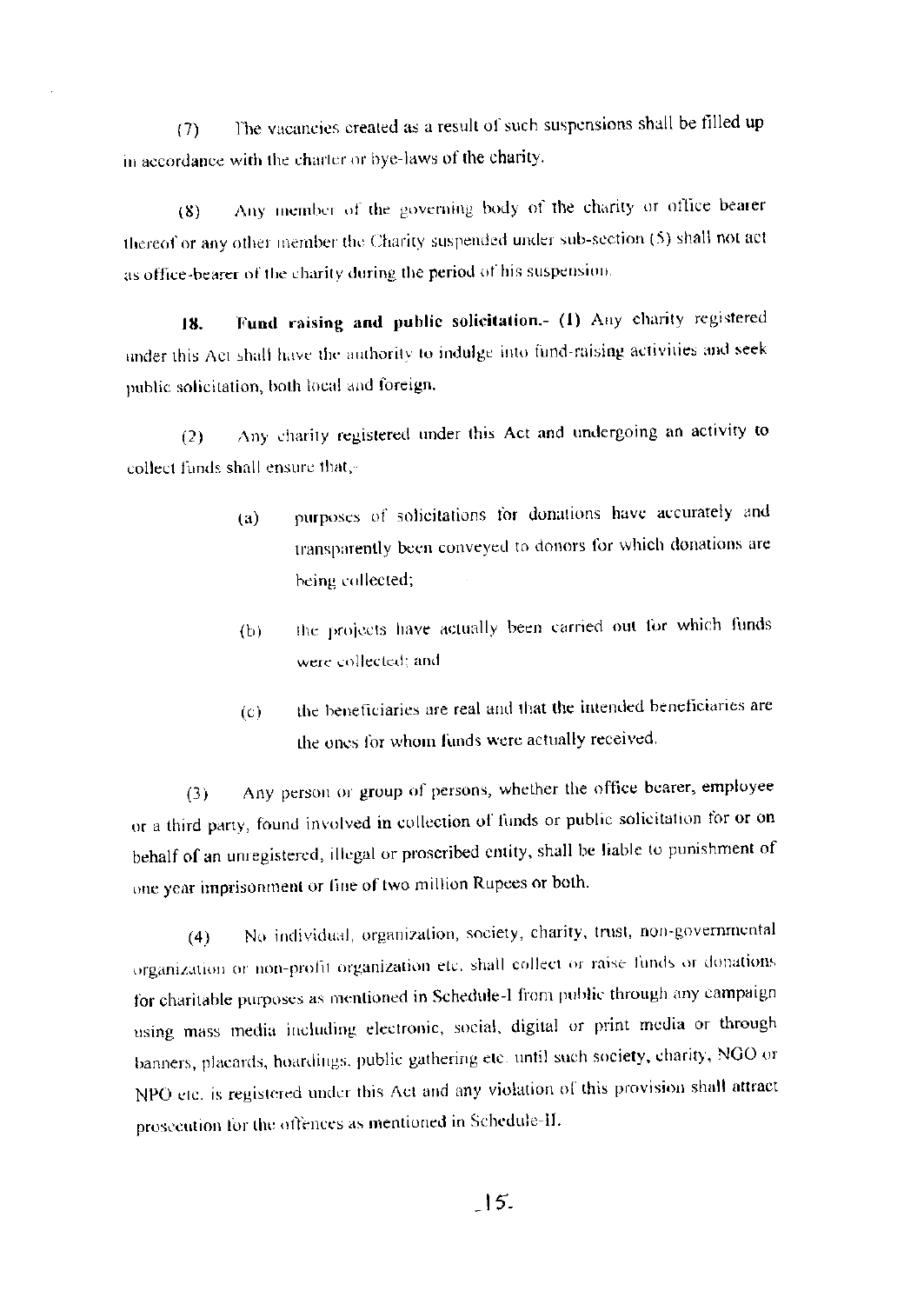(7) The vacancies created as a result of such suspensions shall be filled up in accordance with the charter or bye-laws of the charity.

(8) Any member of the governing body of the charity or office bearer thereof or any other member the Charity suspended under sub-section (5) shall not act as office-bearer of the charity during the period of his suspension.

**18. Fund raising and public solicitation.-** (1) Any charity registered under this Act shall have the authority to indulge into fund-raising activities and seek public solicitation, both local and foreign.

(2) Any charity registered under this Act and undergoing an activity to collect funds shall ensure that,-

> (a) purposes of solicitations for donations have accurately and transparently been conveyed to donors for which donations are being collected;
>
> (b) the projects have actually been carried out for which funds were collected; and
>
> (c) the beneficiaries are real and that the intended beneficiaries are the ones for whom funds were actually received.

(3) Any person or group of persons, whether the office bearer, employee or a third party, found involved in collection of funds or public solicitation for or on behalf of an unregistered, illegal or proscribed entity, shall be liable to punishment of one year imprisonment or fine of two million Rupees or both.

(4) No individual, organization, society, charity, trust, non-governmental organization or non-profit organization etc. shall collect or raise funds or donations for charitable purposes as mentioned in Schedule-I from public through any campaign using mass media including electronic, social, digital or print media or through banners, placards, hoardings, public gathering etc. until such society, charity, NGO or NPO etc. is registered under this Act and any violation of this provision shall attract prosecution for the offences as mentioned in Schedule-II.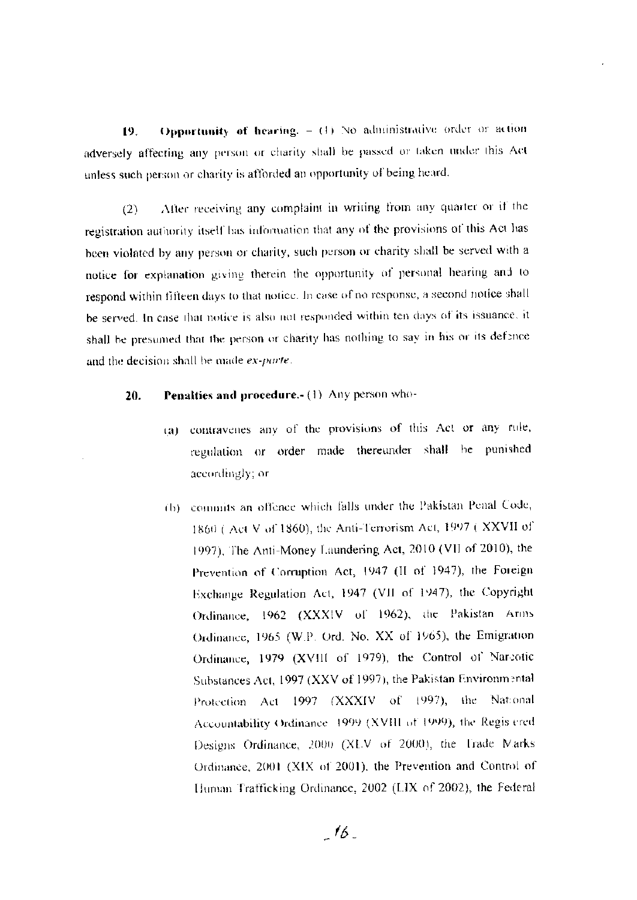**19. Opportunity of hearing.** – (1) No administrative order or action adversely affecting any person or charity shall be passed or taken under this Act unless such person or charity is afforded an opportunity of being heard.

(2) After receiving any complaint in writing from any quarter or if the registration authority itself has information that any of the provisions of this Act has been violated by any person or charity, such person or charity shall be served with a notice for explanation giving therein the opportunity of personal hearing and to respond within fifteen days to that notice. In case of no response, a second notice shall be served. In case that notice is also not responded within ten days of its issuance, it shall be presumed that the person or charity has nothing to say in his or its defence and the decision shall be made *ex-parte*.

**20. Penalties and procedure.**- (1) Any person who-

(a) contravenes any of the provisions of this Act or any rule, regulation or order made thereunder shall be punished accordingly; or

(b) commits an offence which falls under the Pakistan Penal Code, 1860 ( Act V of 1860), the Anti-Terrorism Act, 1997 ( XXVII of 1997), The Anti-Money Laundering Act, 2010 (VII of 2010), the Prevention of Corruption Act, 1947 (II of 1947), the Foreign Exchange Regulation Act, 1947 (VII of 1947), the Copyright Ordinance, 1962 (XXXIV of 1962), the Pakistan Arms Ordinance, 1965 (W.P. Ord. No. XX of 1965), the Emigration Ordinance, 1979 (XVIII of 1979), the Control of Narcotic Substances Act, 1997 (XXV of 1997), the Pakistan Environmental Protection Act 1997 (XXXIV of 1997), the National Accountability Ordinance 1999 (XVIII of 1999), the Registered Designs Ordinance, 2000 (XLV of 2000), the Trade Marks Ordinance, 2001 (XIX of 2001), the Prevention and Control of Human Trafficking Ordinance, 2002 (LIX of 2002), the Federal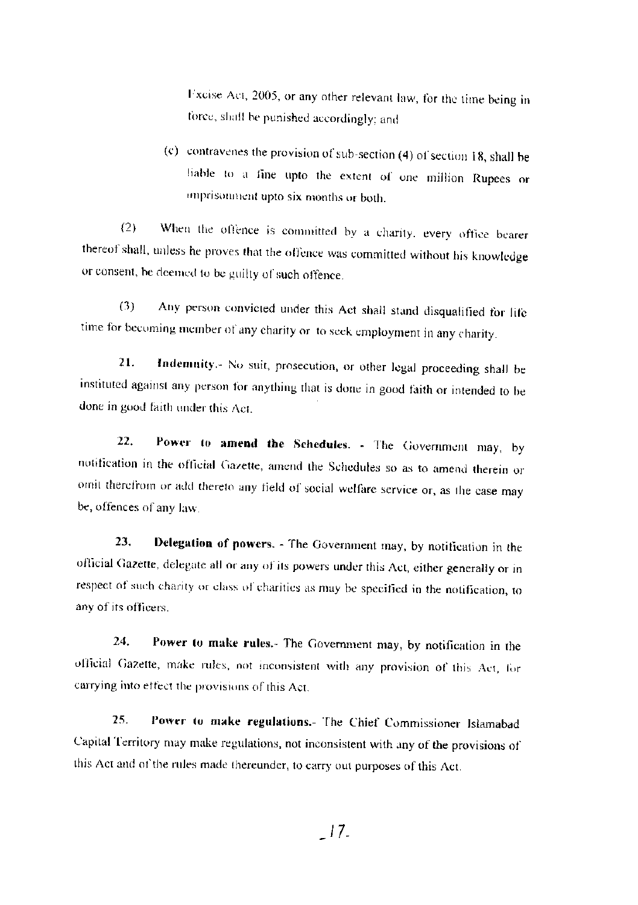Excise Act, 2005, or any other relevant law, for the time being in force, shall be punished accordingly; and

(c) contravenes the provision of sub-section (4) of section 18, shall be liable to a fine upto the extent of one million Rupees or imprisonment upto six months or both.

(2) When the offence is committed by a charity, every office bearer thereof shall, unless he proves that the offence was committed without his knowledge or consent, be deemed to be guilty of such offence.

(3) Any person convicted under this Act shall stand disqualified for life time for becoming member of any charity or to seek employment in any charity.

**21. Indemnity.**- No suit, prosecution, or other legal proceeding shall be instituted against any person for anything that is done in good faith or intended to be done in good faith under this Act.

**22. Power to amend the Schedules.** - The Government may, by notification in the official Gazette, amend the Schedules so as to amend therein or omit therefrom or add thereto any field of social welfare service or, as the case may be, offences of any law.

**23. Delegation of powers.** - The Government may, by notification in the official Gazette, delegate all or any of its powers under this Act, either generally or in respect of such charity or class of charities as may be specified in the notification, to any of its officers.

**24. Power to make rules.**- The Government may, by notification in the official Gazette, make rules, not inconsistent with any provision of this Act, for carrying into effect the provisions of this Act.

**25. Power to make regulations.**- The Chief Commissioner Islamabad Capital Territory may make regulations, not inconsistent with any of the provisions of this Act and of the rules made thereunder, to carry out purposes of this Act.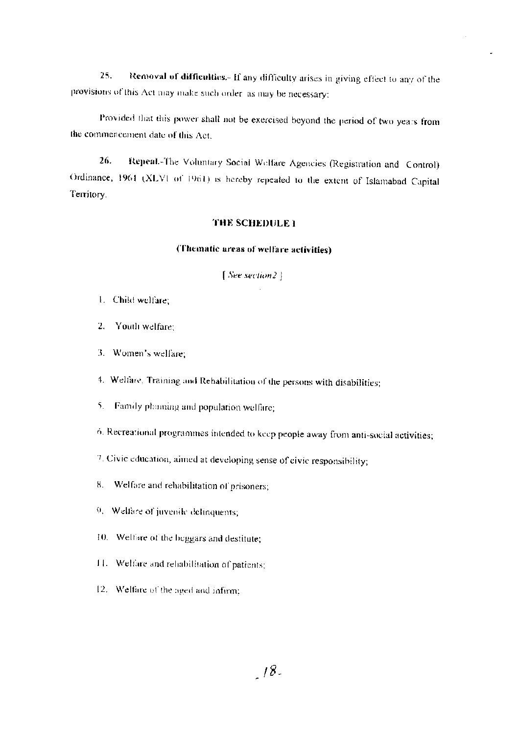**25. Removal of difficulties.**- If any difficulty arises in giving effect to any of the provisions of this Act may make such order as may be necessary:

Provided that this power shall not be exercised beyond the period of two years from the commencement date of this Act.

**26. Repeal.**-The Voluntary Social Welfare Agencies (Registration and Control) Ordinance, 1961 (XLVI of 1961) is hereby repealed to the extent of Islamabad Capital Territory.

## THE SCHEDULE I

### (Thematic areas of welfare activities)

[ *See section2* ]

1. Child welfare;
2. Youth welfare;
3. Women's welfare;
4. Welfare, Training and Rehabilitation of the persons with disabilities;
5. Family planning and population welfare;
6. Recreational programmes intended to keep people away from anti-social activities;
7. Civic education, aimed at developing sense of civic responsibility;
8. Welfare and rehabilitation of prisoners;
9. Welfare of juvenile delinquents;
10. Welfare of the beggars and destitute;
11. Welfare and rehabilitation of patients;
12. Welfare of the aged and infirm;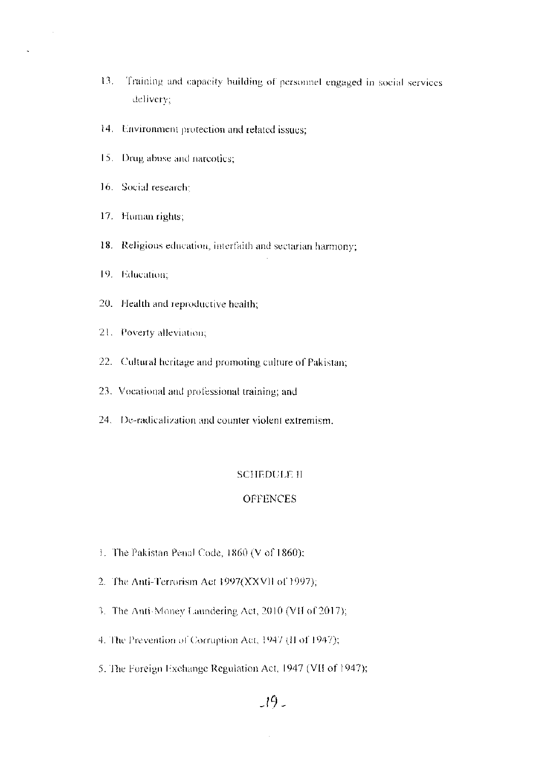13. Training and capacity building of personnel engaged in social services delivery;

14. Environment protection and related issues;

15. Drug abuse and narcotics;

16. Social research;

17. Human rights;

18. Religious education, interfaith and sectarian harmony;

19. Education;

20. Health and reproductive health;

21. Poverty alleviation;

22. Cultural heritage and promoting culture of Pakistan;

23. Vocational and professional training; and

24. De-radicalization and counter violent extremism.

## SCHEDULE II

## OFFENCES

1. The Pakistan Penal Code, 1860 (V of 1860);

2. The Anti-Terrorism Act 1997(XXVII of 1997);

3. The Anti-Money Laundering Act, 2010 (VII of 2017);

4. The Prevention of Corruption Act, 1947 (II of 1947);

5. The Foreign Exchange Regulation Act, 1947 (VII of 1947);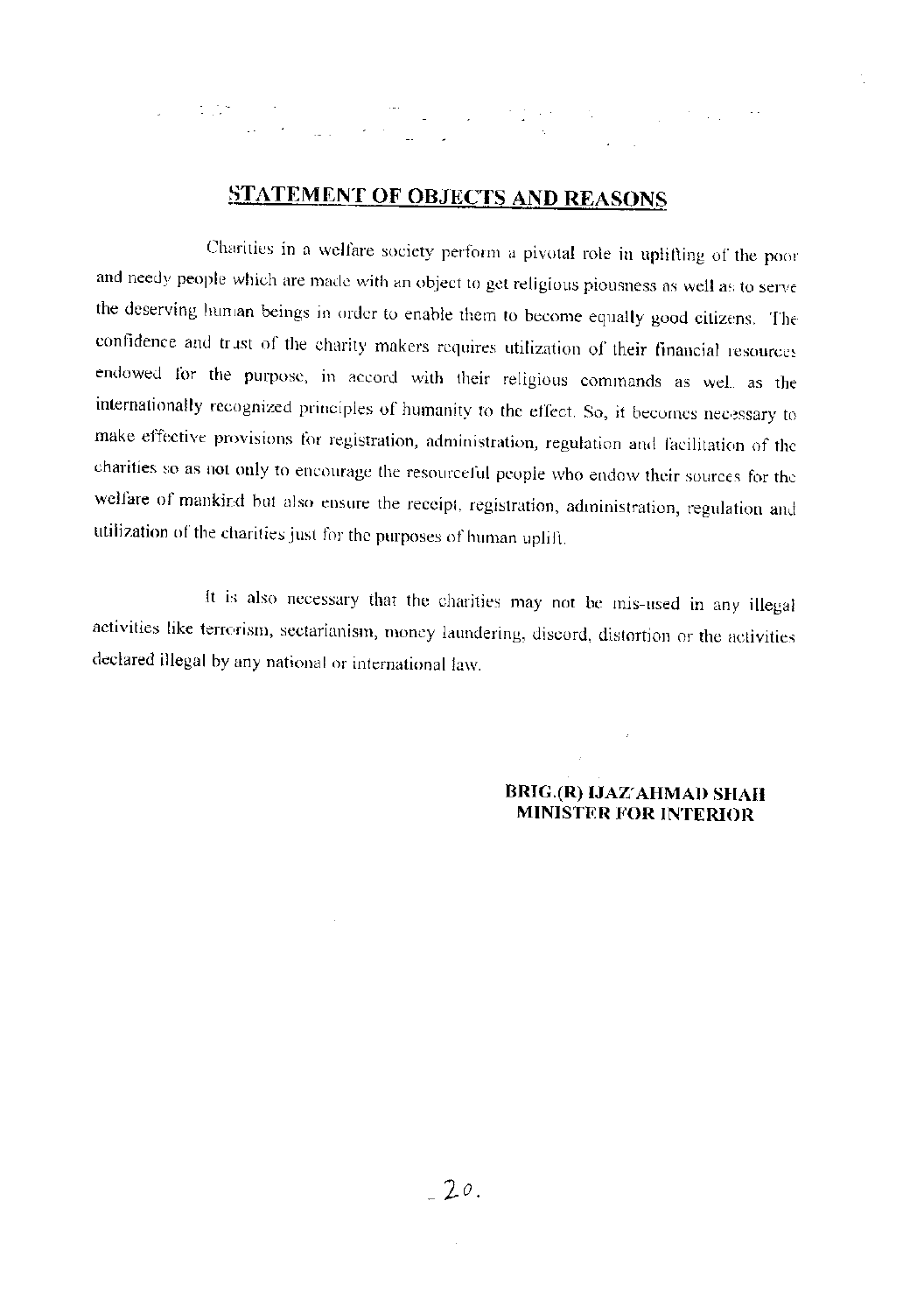## STATEMENT OF OBJECTS AND REASONS

Charities in a welfare society perform a pivotal role in uplifting of the poor and needy people which are made with an object to get religious piousness as well as to serve the deserving human beings in order to enable them to become equally good citizens. The confidence and trust of the charity makers requires utilization of their financial resources endowed for the purpose, in accord with their religious commands as well as the internationally recognized principles of humanity to the effect. So, it becomes necessary to make effective provisions for registration, administration, regulation and facilitation of the charities so as not only to encourage the resourceful people who endow their sources for the welfare of mankind but also ensure the receipt, registration, administration, regulation and utilization of the charities just for the purposes of human uplift.

It is also necessary that the charities may not be mis-used in any illegal activities like terrorism, sectarianism, money laundering, discord, distortion or the activities declared illegal by any national or international law.

**BRIG.(R) IJAZ AHMAD SHAH**
**MINISTER FOR INTERIOR**